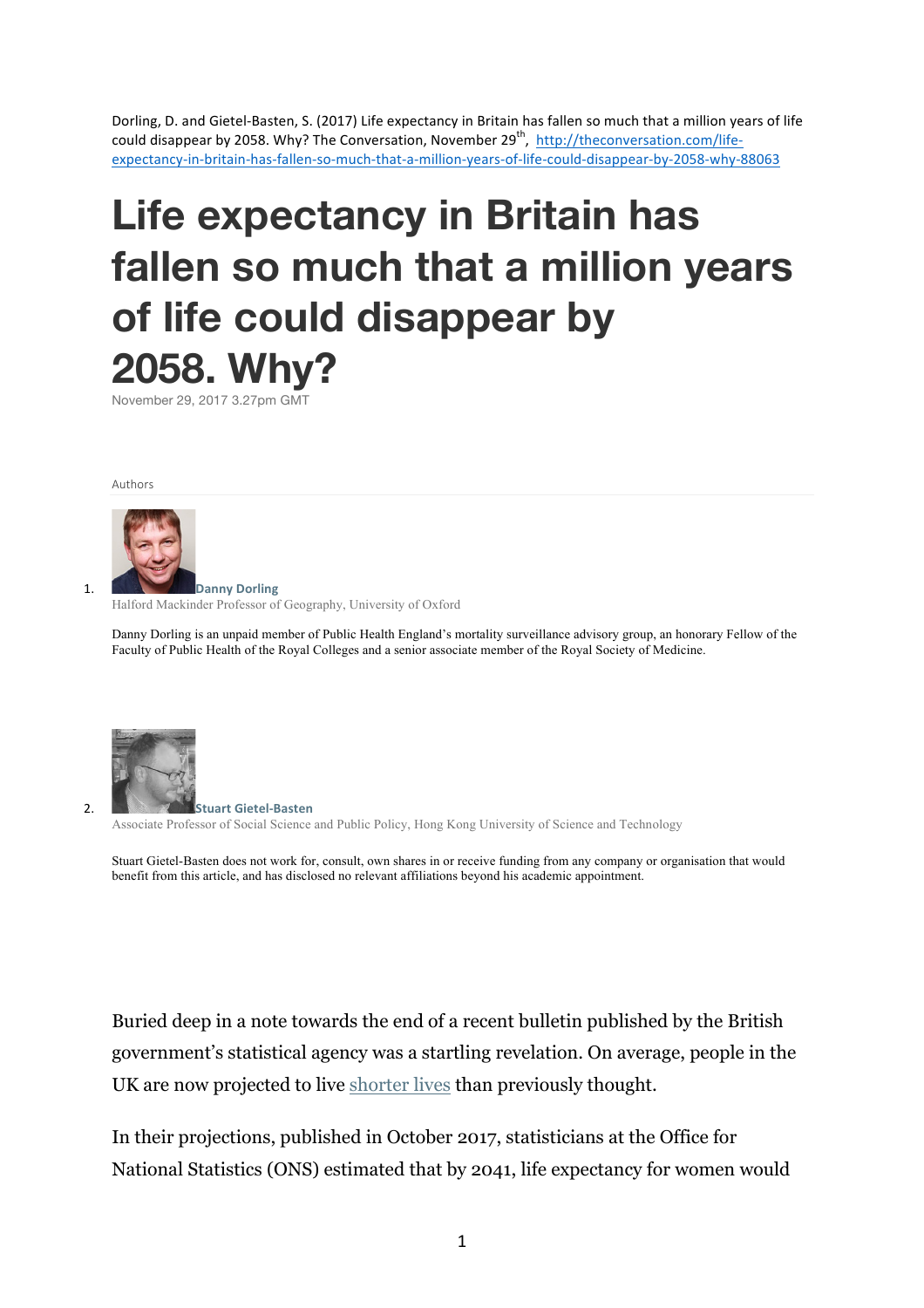Dorling, D. and Gietel-Basten, S. (2017) Life expectancy in Britain has fallen so much that a million years of life could disappear by 2058. Why? The Conversation, November 29th, http://theconversation.com/life-expectancy-in-britain-has-fallen-so-much-that-a-million-years-of-life-could-disappear-by-2058-why-88063

# Life expectancy in Britain has fallen so much that a million years of life could disappear by 2058. Why?

November 29, 2017 3.27pm GMT

Authors

1. **Danny Dorling**
   Halford Mackinder Professor of Geography, University of Oxford

   Danny Dorling is an unpaid member of Public Health England's mortality surveillance advisory group, an honorary Fellow of the Faculty of Public Health of the Royal Colleges and a senior associate member of the Royal Society of Medicine.

2. **Stuart Gietel-Basten**
   Associate Professor of Social Science and Public Policy, Hong Kong University of Science and Technology

   Stuart Gietel-Basten does not work for, consult, own shares in or receive funding from any company or organisation that would benefit from this article, and has disclosed no relevant affiliations beyond his academic appointment.

Buried deep in a note towards the end of a recent bulletin published by the British government's statistical agency was a startling revelation. On average, people in the UK are now projected to live shorter lives than previously thought.

In their projections, published in October 2017, statisticians at the Office for National Statistics (ONS) estimated that by 2041, life expectancy for women would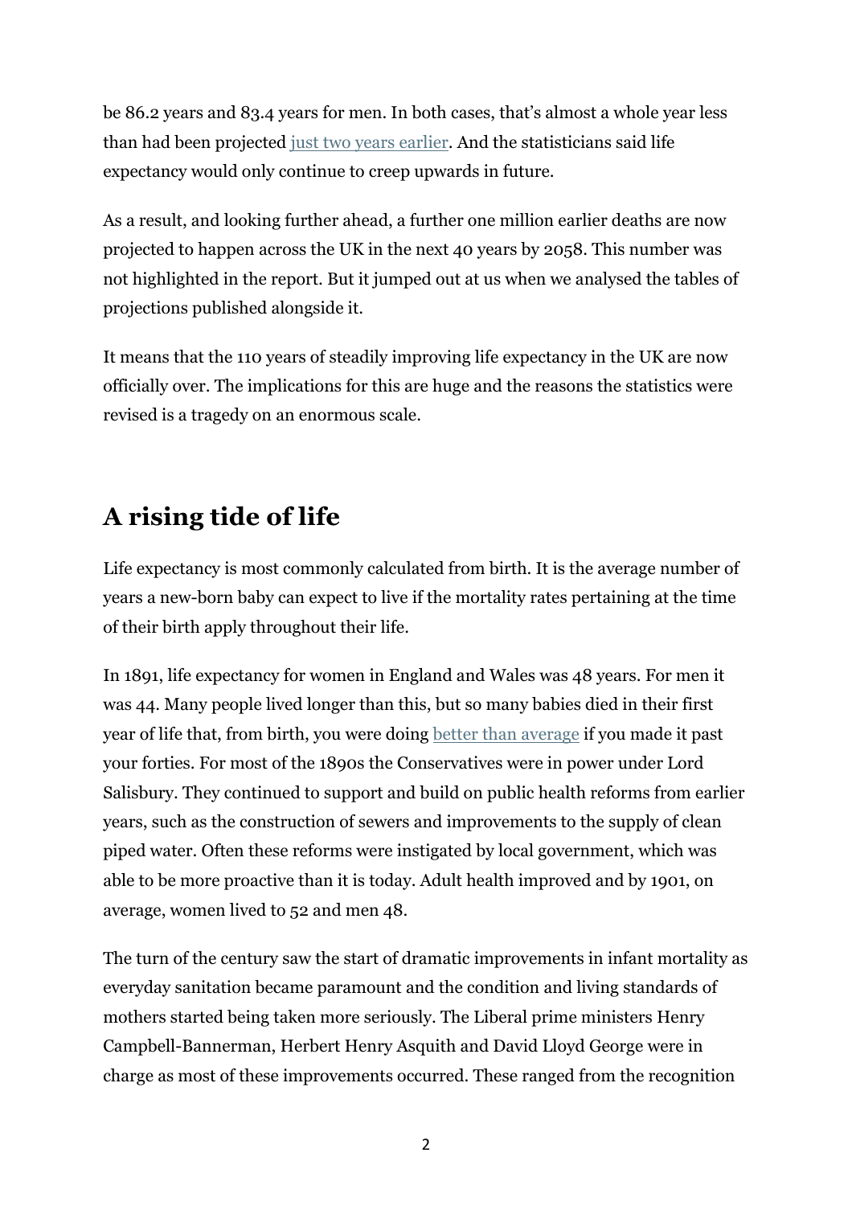be 86.2 years and 83.4 years for men. In both cases, that's almost a whole year less than had been projected just two years earlier. And the statisticians said life expectancy would only continue to creep upwards in future.

As a result, and looking further ahead, a further one million earlier deaths are now projected to happen across the UK in the next 40 years by 2058. This number was not highlighted in the report. But it jumped out at us when we analysed the tables of projections published alongside it.

It means that the 110 years of steadily improving life expectancy in the UK are now officially over. The implications for this are huge and the reasons the statistics were revised is a tragedy on an enormous scale.

## A rising tide of life

Life expectancy is most commonly calculated from birth. It is the average number of years a new-born baby can expect to live if the mortality rates pertaining at the time of their birth apply throughout their life.

In 1891, life expectancy for women in England and Wales was 48 years. For men it was 44. Many people lived longer than this, but so many babies died in their first year of life that, from birth, you were doing better than average if you made it past your forties. For most of the 1890s the Conservatives were in power under Lord Salisbury. They continued to support and build on public health reforms from earlier years, such as the construction of sewers and improvements to the supply of clean piped water. Often these reforms were instigated by local government, which was able to be more proactive than it is today. Adult health improved and by 1901, on average, women lived to 52 and men 48.

The turn of the century saw the start of dramatic improvements in infant mortality as everyday sanitation became paramount and the condition and living standards of mothers started being taken more seriously. The Liberal prime ministers Henry Campbell-Bannerman, Herbert Henry Asquith and David Lloyd George were in charge as most of these improvements occurred. These ranged from the recognition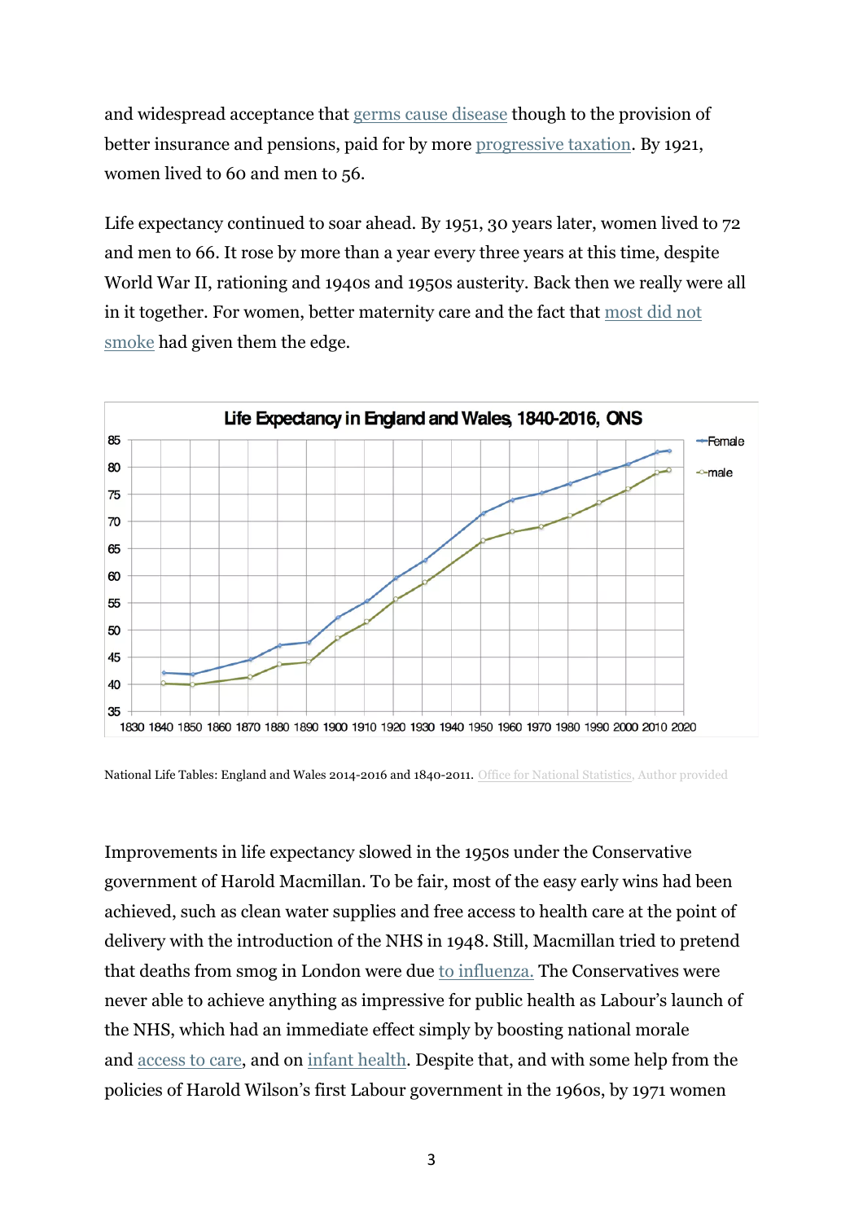and widespread acceptance that germs cause disease though to the provision of better insurance and pensions, paid for by more progressive taxation. By 1921, women lived to 60 and men to 56.

Life expectancy continued to soar ahead. By 1951, 30 years later, women lived to 72 and men to 66. It rose by more than a year every three years at this time, despite World War II, rationing and 1940s and 1950s austerity. Back then we really were all in it together. For women, better maternity care and the fact that most did not smoke had given them the edge.

National Life Tables: England and Wales 2014-2016 and 1840-2011. Office for National Statistics, Author provided

Improvements in life expectancy slowed in the 1950s under the Conservative government of Harold Macmillan. To be fair, most of the easy early wins had been achieved, such as clean water supplies and free access to health care at the point of delivery with the introduction of the NHS in 1948. Still, Macmillan tried to pretend that deaths from smog in London were due to influenza. The Conservatives were never able to achieve anything as impressive for public health as Labour's launch of the NHS, which had an immediate effect simply by boosting national morale and access to care, and on infant health. Despite that, and with some help from the policies of Harold Wilson's first Labour government in the 1960s, by 1971 women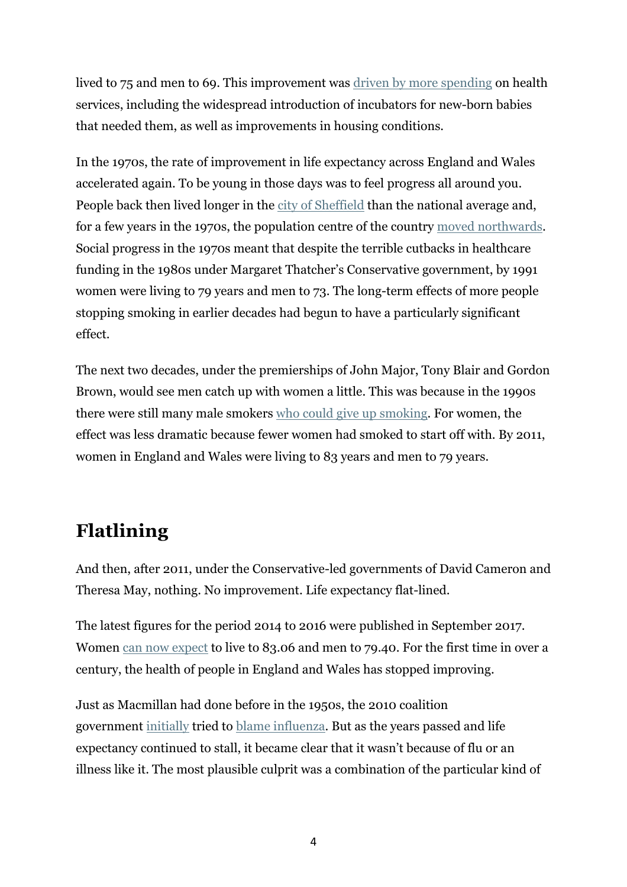lived to 75 and men to 69. This improvement was driven by more spending on health services, including the widespread introduction of incubators for new-born babies that needed them, as well as improvements in housing conditions.

In the 1970s, the rate of improvement in life expectancy across England and Wales accelerated again. To be young in those days was to feel progress all around you. People back then lived longer in the city of Sheffield than the national average and, for a few years in the 1970s, the population centre of the country moved northwards. Social progress in the 1970s meant that despite the terrible cutbacks in healthcare funding in the 1980s under Margaret Thatcher's Conservative government, by 1991 women were living to 79 years and men to 73. The long-term effects of more people stopping smoking in earlier decades had begun to have a particularly significant effect.

The next two decades, under the premierships of John Major, Tony Blair and Gordon Brown, would see men catch up with women a little. This was because in the 1990s there were still many male smokers who could give up smoking. For women, the effect was less dramatic because fewer women had smoked to start off with. By 2011, women in England and Wales were living to 83 years and men to 79 years.

## Flatlining

And then, after 2011, under the Conservative-led governments of David Cameron and Theresa May, nothing. No improvement. Life expectancy flat-lined.

The latest figures for the period 2014 to 2016 were published in September 2017. Women can now expect to live to 83.06 and men to 79.40. For the first time in over a century, the health of people in England and Wales has stopped improving.

Just as Macmillan had done before in the 1950s, the 2010 coalition government initially tried to blame influenza. But as the years passed and life expectancy continued to stall, it became clear that it wasn't because of flu or an illness like it. The most plausible culprit was a combination of the particular kind of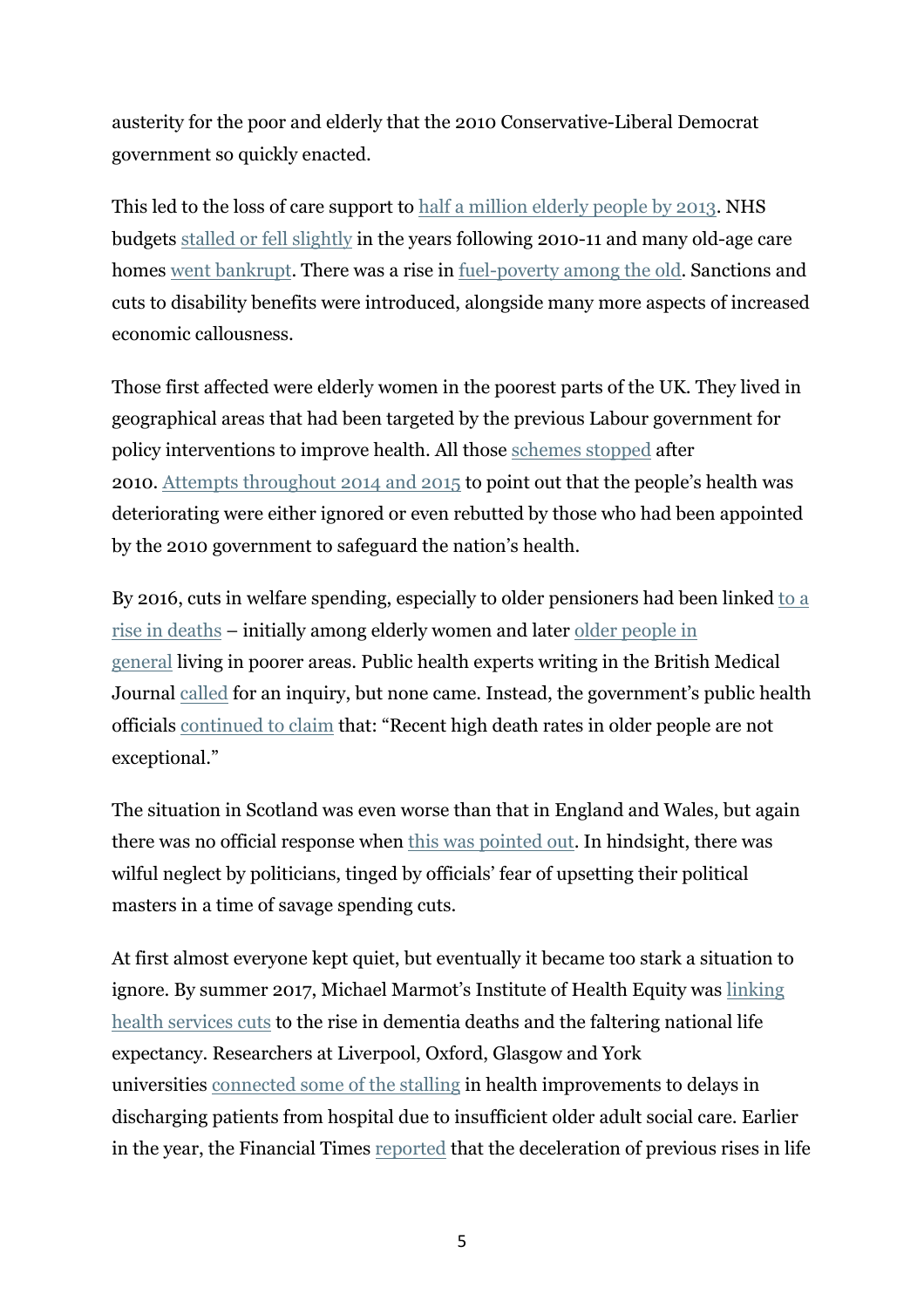austerity for the poor and elderly that the 2010 Conservative-Liberal Democrat government so quickly enacted.

This led to the loss of care support to half a million elderly people by 2013. NHS budgets stalled or fell slightly in the years following 2010-11 and many old-age care homes went bankrupt. There was a rise in fuel-poverty among the old. Sanctions and cuts to disability benefits were introduced, alongside many more aspects of increased economic callousness.

Those first affected were elderly women in the poorest parts of the UK. They lived in geographical areas that had been targeted by the previous Labour government for policy interventions to improve health. All those schemes stopped after 2010. Attempts throughout 2014 and 2015 to point out that the people's health was deteriorating were either ignored or even rebutted by those who had been appointed by the 2010 government to safeguard the nation's health.

By 2016, cuts in welfare spending, especially to older pensioners had been linked to a rise in deaths – initially among elderly women and later older people in general living in poorer areas. Public health experts writing in the British Medical Journal called for an inquiry, but none came. Instead, the government's public health officials continued to claim that: "Recent high death rates in older people are not exceptional."

The situation in Scotland was even worse than that in England and Wales, but again there was no official response when this was pointed out. In hindsight, there was wilful neglect by politicians, tinged by officials' fear of upsetting their political masters in a time of savage spending cuts.

At first almost everyone kept quiet, but eventually it became too stark a situation to ignore. By summer 2017, Michael Marmot's Institute of Health Equity was linking health services cuts to the rise in dementia deaths and the faltering national life expectancy. Researchers at Liverpool, Oxford, Glasgow and York universities connected some of the stalling in health improvements to delays in discharging patients from hospital due to insufficient older adult social care. Earlier in the year, the Financial Times reported that the deceleration of previous rises in life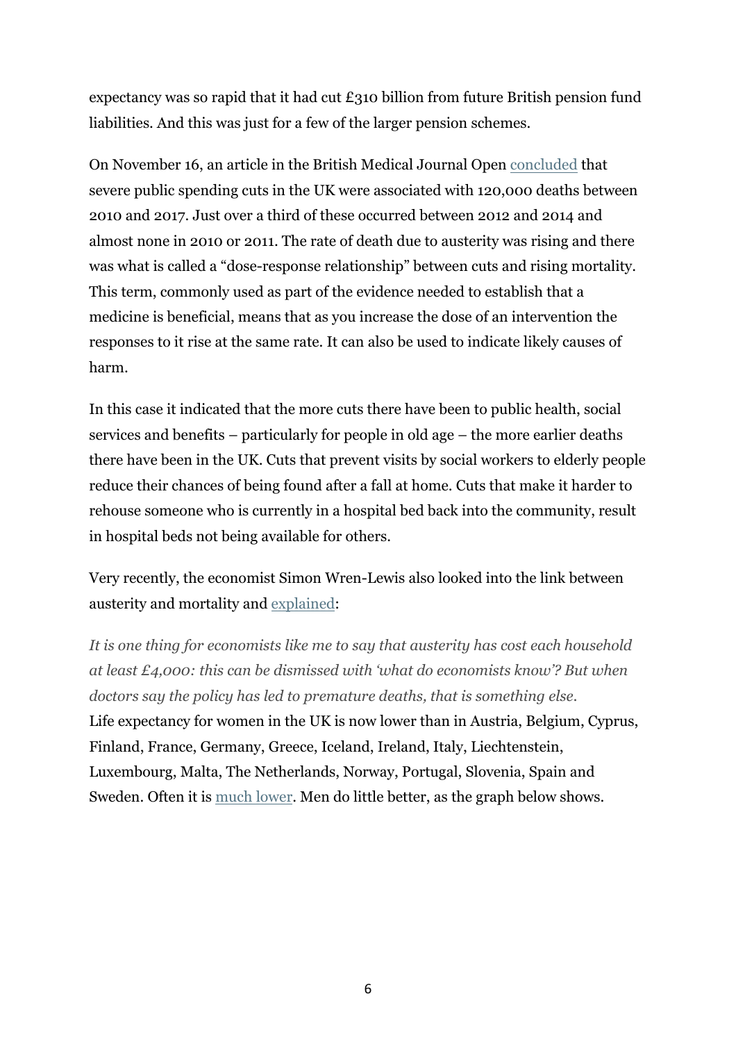expectancy was so rapid that it had cut £310 billion from future British pension fund liabilities. And this was just for a few of the larger pension schemes.

On November 16, an article in the British Medical Journal Open concluded that severe public spending cuts in the UK were associated with 120,000 deaths between 2010 and 2017. Just over a third of these occurred between 2012 and 2014 and almost none in 2010 or 2011. The rate of death due to austerity was rising and there was what is called a "dose-response relationship" between cuts and rising mortality. This term, commonly used as part of the evidence needed to establish that a medicine is beneficial, means that as you increase the dose of an intervention the responses to it rise at the same rate. It can also be used to indicate likely causes of harm.

In this case it indicated that the more cuts there have been to public health, social services and benefits – particularly for people in old age – the more earlier deaths there have been in the UK. Cuts that prevent visits by social workers to elderly people reduce their chances of being found after a fall at home. Cuts that make it harder to rehouse someone who is currently in a hospital bed back into the community, result in hospital beds not being available for others.

Very recently, the economist Simon Wren-Lewis also looked into the link between austerity and mortality and explained:

*It is one thing for economists like me to say that austerity has cost each household at least £4,000: this can be dismissed with 'what do economists know'? But when doctors say the policy has led to premature deaths, that is something else.*

Life expectancy for women in the UK is now lower than in Austria, Belgium, Cyprus, Finland, France, Germany, Greece, Iceland, Ireland, Italy, Liechtenstein, Luxembourg, Malta, The Netherlands, Norway, Portugal, Slovenia, Spain and Sweden. Often it is much lower. Men do little better, as the graph below shows.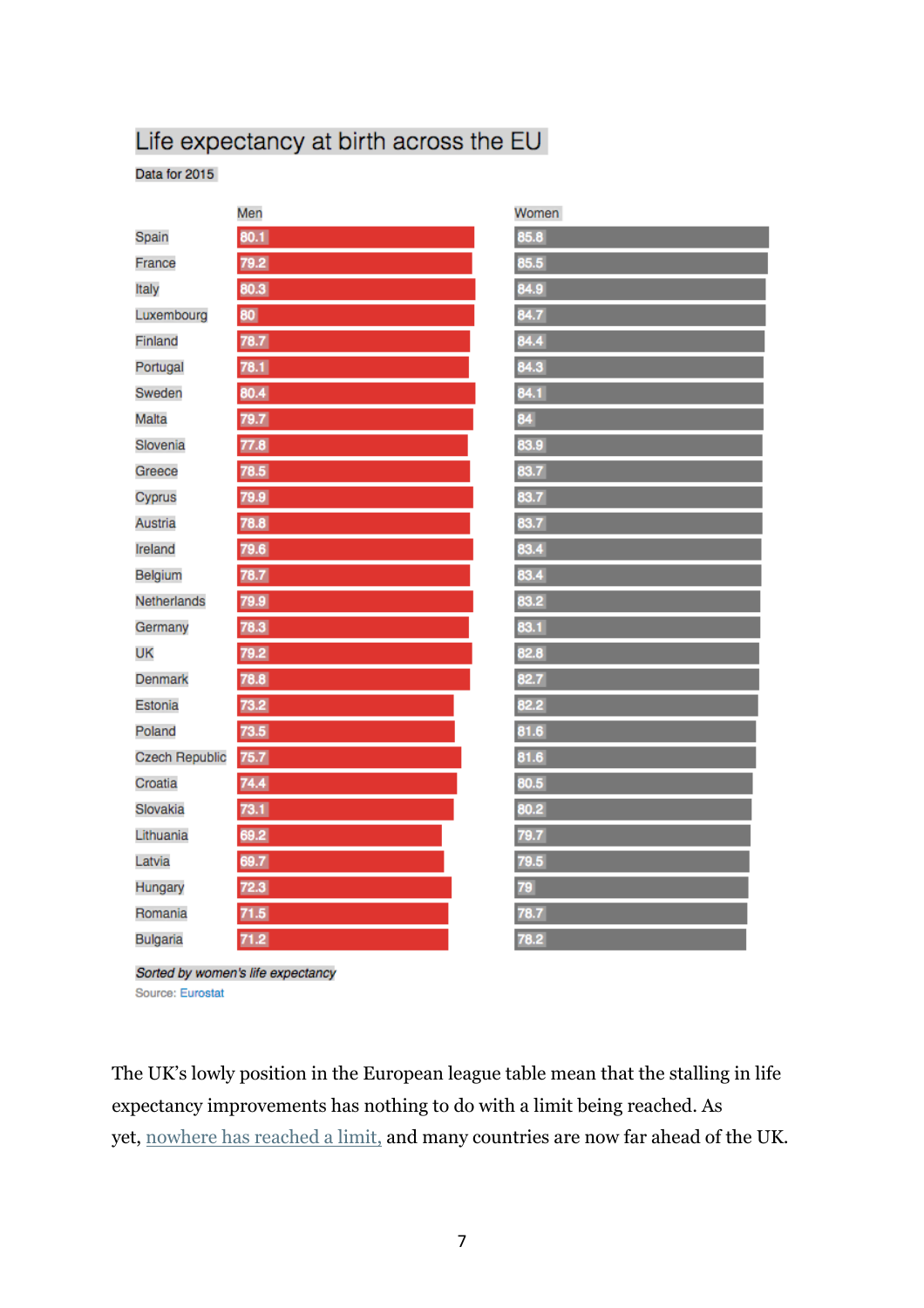## Life expectancy at birth across the EU

Data for 2015

| | Men | Women |
|---|---|---|
| Spain | 80.1 | 85.8 |
| France | 79.2 | 85.5 |
| Italy | 80.3 | 84.9 |
| Luxembourg | 80 | 84.7 |
| Finland | 78.7 | 84.4 |
| Portugal | 78.1 | 84.3 |
| Sweden | 80.4 | 84.1 |
| Malta | 79.7 | 84 |
| Slovenia | 77.8 | 83.9 |
| Greece | 78.5 | 83.7 |
| Cyprus | 79.9 | 83.7 |
| Austria | 78.8 | 83.7 |
| Ireland | 79.6 | 83.4 |
| Belgium | 78.7 | 83.4 |
| Netherlands | 79.9 | 83.2 |
| Germany | 78.3 | 83.1 |
| UK | 79.2 | 82.8 |
| Denmark | 78.8 | 82.7 |
| Estonia | 73.2 | 82.2 |
| Poland | 73.5 | 81.6 |
| Czech Republic | 75.7 | 81.6 |
| Croatia | 74.4 | 80.5 |
| Slovakia | 73.1 | 80.2 |
| Lithuania | 69.2 | 79.7 |
| Latvia | 69.7 | 79.5 |
| Hungary | 72.3 | 79 |
| Romania | 71.5 | 78.7 |
| Bulgaria | 71.2 | 78.2 |

*Sorted by women's life expectancy*

Source: Eurostat

The UK's lowly position in the European league table mean that the stalling in life expectancy improvements has nothing to do with a limit being reached. As yet, nowhere has reached a limit, and many countries are now far ahead of the UK.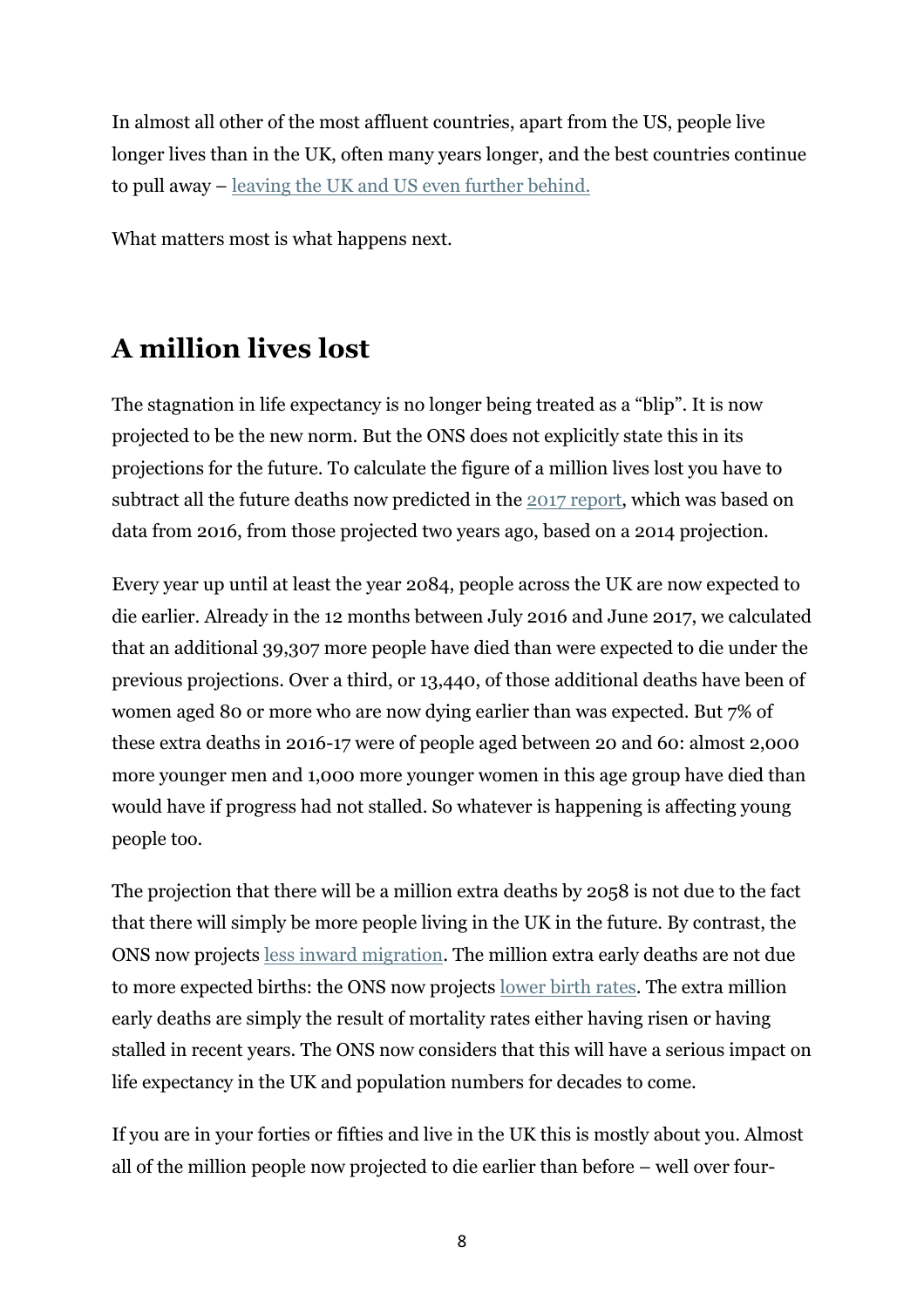In almost all other of the most affluent countries, apart from the US, people live longer lives than in the UK, often many years longer, and the best countries continue to pull away – leaving the UK and US even further behind.

What matters most is what happens next.

## A million lives lost

The stagnation in life expectancy is no longer being treated as a "blip". It is now projected to be the new norm. But the ONS does not explicitly state this in its projections for the future. To calculate the figure of a million lives lost you have to subtract all the future deaths now predicted in the 2017 report, which was based on data from 2016, from those projected two years ago, based on a 2014 projection.

Every year up until at least the year 2084, people across the UK are now expected to die earlier. Already in the 12 months between July 2016 and June 2017, we calculated that an additional 39,307 more people have died than were expected to die under the previous projections. Over a third, or 13,440, of those additional deaths have been of women aged 80 or more who are now dying earlier than was expected. But 7% of these extra deaths in 2016-17 were of people aged between 20 and 60: almost 2,000 more younger men and 1,000 more younger women in this age group have died than would have if progress had not stalled. So whatever is happening is affecting young people too.

The projection that there will be a million extra deaths by 2058 is not due to the fact that there will simply be more people living in the UK in the future. By contrast, the ONS now projects less inward migration. The million extra early deaths are not due to more expected births: the ONS now projects lower birth rates. The extra million early deaths are simply the result of mortality rates either having risen or having stalled in recent years. The ONS now considers that this will have a serious impact on life expectancy in the UK and population numbers for decades to come.

If you are in your forties or fifties and live in the UK this is mostly about you. Almost all of the million people now projected to die earlier than before – well over four-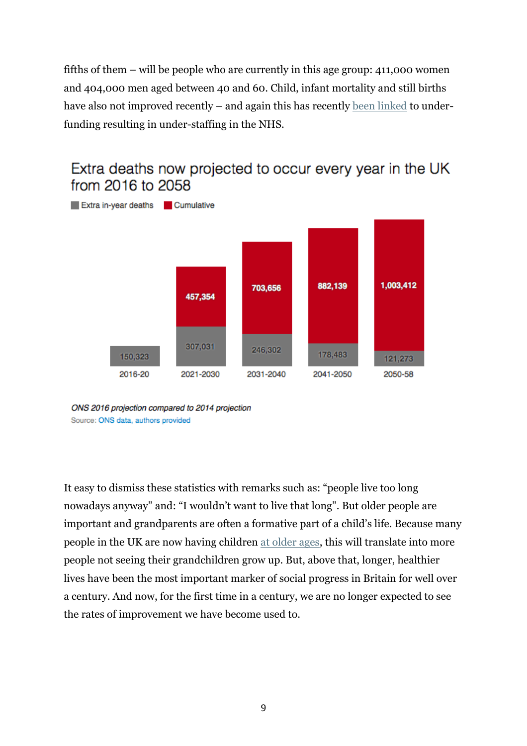fifths of them – will be people who are currently in this age group: 411,000 women and 404,000 men aged between 40 and 60. Child, infant mortality and still births have also not improved recently – and again this has recently been linked to under-funding resulting in under-staffing in the NHS.

## Extra deaths now projected to occur every year in the UK from 2016 to 2058

| Period | Extra in-year deaths | Cumulative |
|---|---|---|
| 2016-20 | 150,323 | |
| 2021-2030 | 307,031 | 457,354 |
| 2031-2040 | 246,302 | 703,656 |
| 2041-2050 | 178,483 | 882,139 |
| 2050-58 | 121,273 | 1,003,412 |

*ONS 2016 projection compared to 2014 projection*

Source: ONS data, authors provided

It easy to dismiss these statistics with remarks such as: "people live too long nowadays anyway" and: "I wouldn't want to live that long". But older people are important and grandparents are often a formative part of a child's life. Because many people in the UK are now having children at older ages, this will translate into more people not seeing their grandchildren grow up. But, above that, longer, healthier lives have been the most important marker of social progress in Britain for well over a century. And now, for the first time in a century, we are no longer expected to see the rates of improvement we have become used to.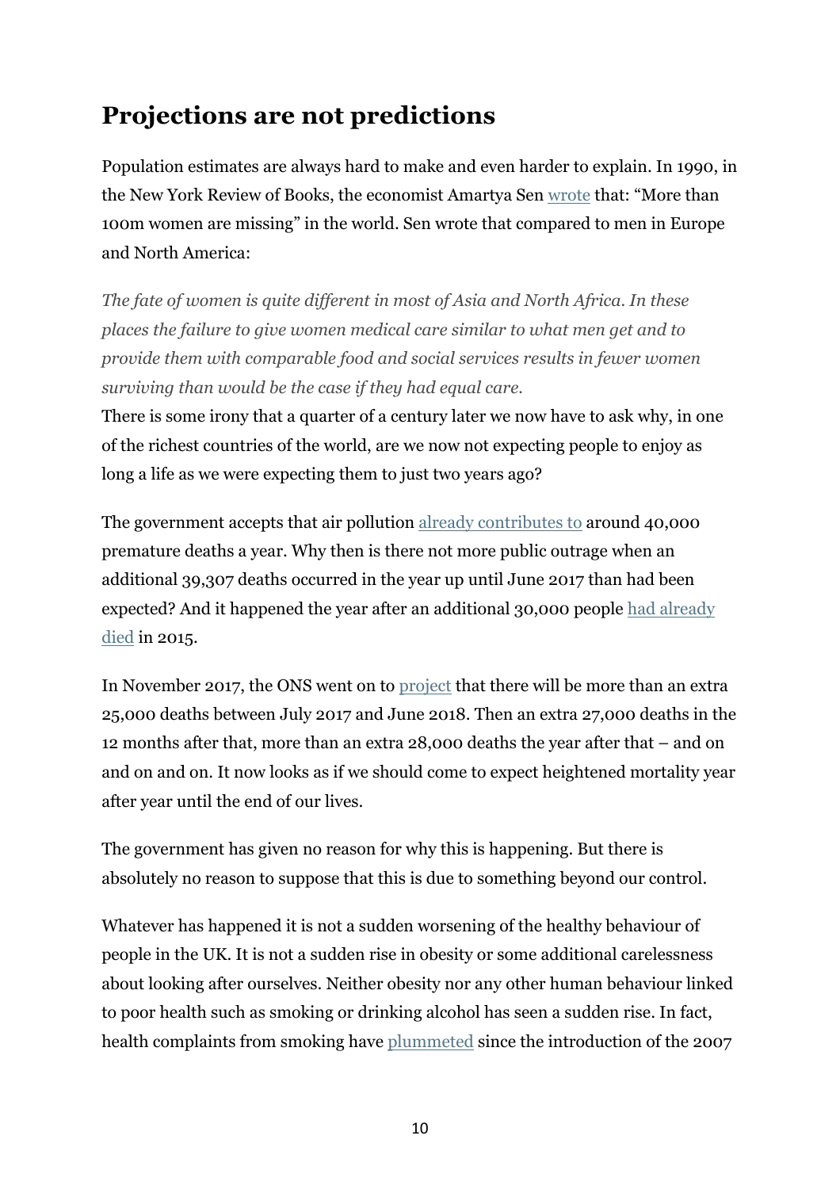## Projections are not predictions

Population estimates are always hard to make and even harder to explain. In 1990, in the New York Review of Books, the economist Amartya Sen wrote that: "More than 100m women are missing" in the world. Sen wrote that compared to men in Europe and North America:

*The fate of women is quite different in most of Asia and North Africa. In these places the failure to give women medical care similar to what men get and to provide them with comparable food and social services results in fewer women surviving than would be the case if they had equal care.*

There is some irony that a quarter of a century later we now have to ask why, in one of the richest countries of the world, are we now not expecting people to enjoy as long a life as we were expecting them to just two years ago?

The government accepts that air pollution already contributes to around 40,000 premature deaths a year. Why then is there not more public outrage when an additional 39,307 deaths occurred in the year up until June 2017 than had been expected? And it happened the year after an additional 30,000 people had already died in 2015.

In November 2017, the ONS went on to project that there will be more than an extra 25,000 deaths between July 2017 and June 2018. Then an extra 27,000 deaths in the 12 months after that, more than an extra 28,000 deaths the year after that – and on and on and on. It now looks as if we should come to expect heightened mortality year after year until the end of our lives.

The government has given no reason for why this is happening. But there is absolutely no reason to suppose that this is due to something beyond our control.

Whatever has happened it is not a sudden worsening of the healthy behaviour of people in the UK. It is not a sudden rise in obesity or some additional carelessness about looking after ourselves. Neither obesity nor any other human behaviour linked to poor health such as smoking or drinking alcohol has seen a sudden rise. In fact, health complaints from smoking have plummeted since the introduction of the 2007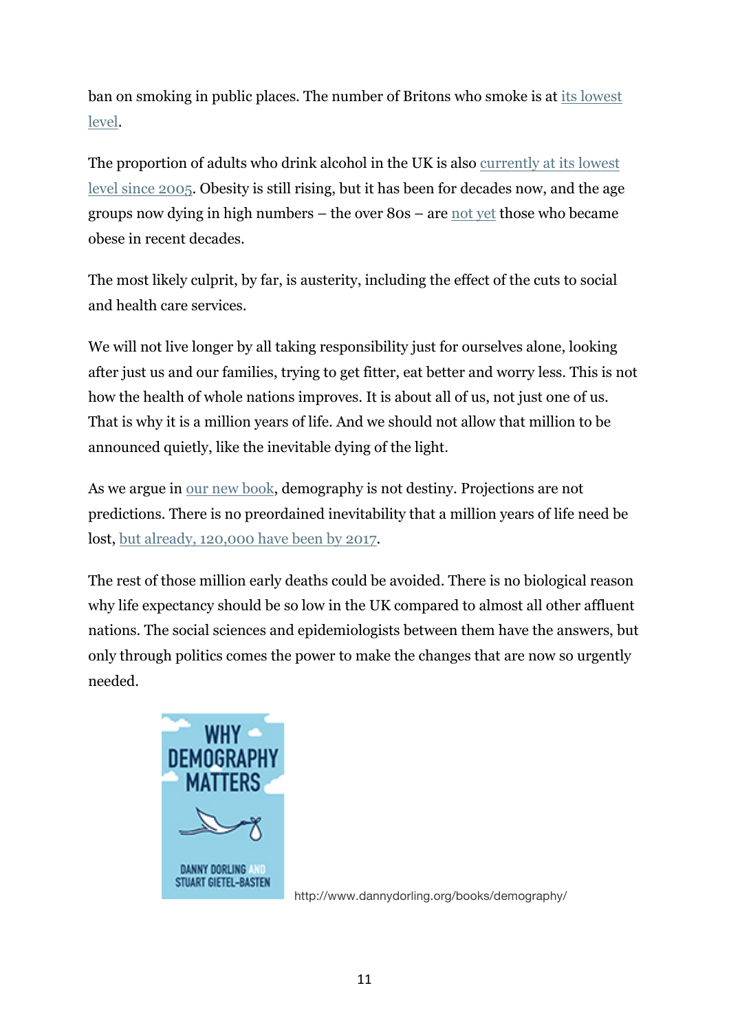ban on smoking in public places. The number of Britons who smoke is at its lowest level.

The proportion of adults who drink alcohol in the UK is also currently at its lowest level since 2005. Obesity is still rising, but it has been for decades now, and the age groups now dying in high numbers – the over 80s – are not yet those who became obese in recent decades.

The most likely culprit, by far, is austerity, including the effect of the cuts to social and health care services.

We will not live longer by all taking responsibility just for ourselves alone, looking after just us and our families, trying to get fitter, eat better and worry less. This is not how the health of whole nations improves. It is about all of us, not just one of us. That is why it is a million years of life. And we should not allow that million to be announced quietly, like the inevitable dying of the light.

As we argue in our new book, demography is not destiny. Projections are not predictions. There is no preordained inevitability that a million years of life need be lost, but already, 120,000 have been by 2017.

The rest of those million early deaths could be avoided. There is no biological reason why life expectancy should be so low in the UK compared to almost all other affluent nations. The social sciences and epidemiologists between them have the answers, but only through politics comes the power to make the changes that are now so urgently needed.

WHY DEMOGRAPHY MATTERS

DANNY DORLING AND STUART GIETEL-BASTEN

http://www.dannydorling.org/books/demography/